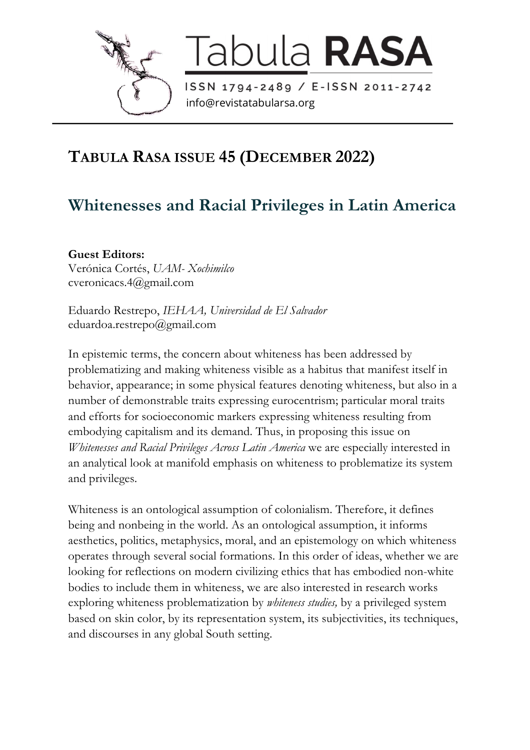Tabula **RASA**

ISSN 1794-2489 / E-ISSN 2011-2742

info@revistatabularsa.org

# TABULA RASA ISSUE 45 (DECEMBER 2022)

## Whitenesses and Racial Privileges in Latin America

**Guest Editors:**

Verónica Cortés, *UAM- Xochimilco*
cveronicacs.4@gmail.com

Eduardo Restrepo, *IEHAA, Universidad de El Salvador*
eduardoa.restrepo@gmail.com

In epistemic terms, the concern about whiteness has been addressed by problematizing and making whiteness visible as a habitus that manifest itself in behavior, appearance; in some physical features denoting whiteness, but also in a number of demonstrable traits expressing eurocentrism; particular moral traits and efforts for socioeconomic markers expressing whiteness resulting from embodying capitalism and its demand. Thus, in proposing this issue on *Whitenesses and Racial Privileges Across Latin America* we are especially interested in an analytical look at manifold emphasis on whiteness to problematize its system and privileges.

Whiteness is an ontological assumption of colonialism. Therefore, it defines being and nonbeing in the world. As an ontological assumption, it informs aesthetics, politics, metaphysics, moral, and an epistemology on which whiteness operates through several social formations. In this order of ideas, whether we are looking for reflections on modern civilizing ethics that has embodied non-white bodies to include them in whiteness, we are also interested in research works exploring whiteness problematization by *whiteness studies,* by a privileged system based on skin color, by its representation system, its subjectivities, its techniques, and discourses in any global South setting.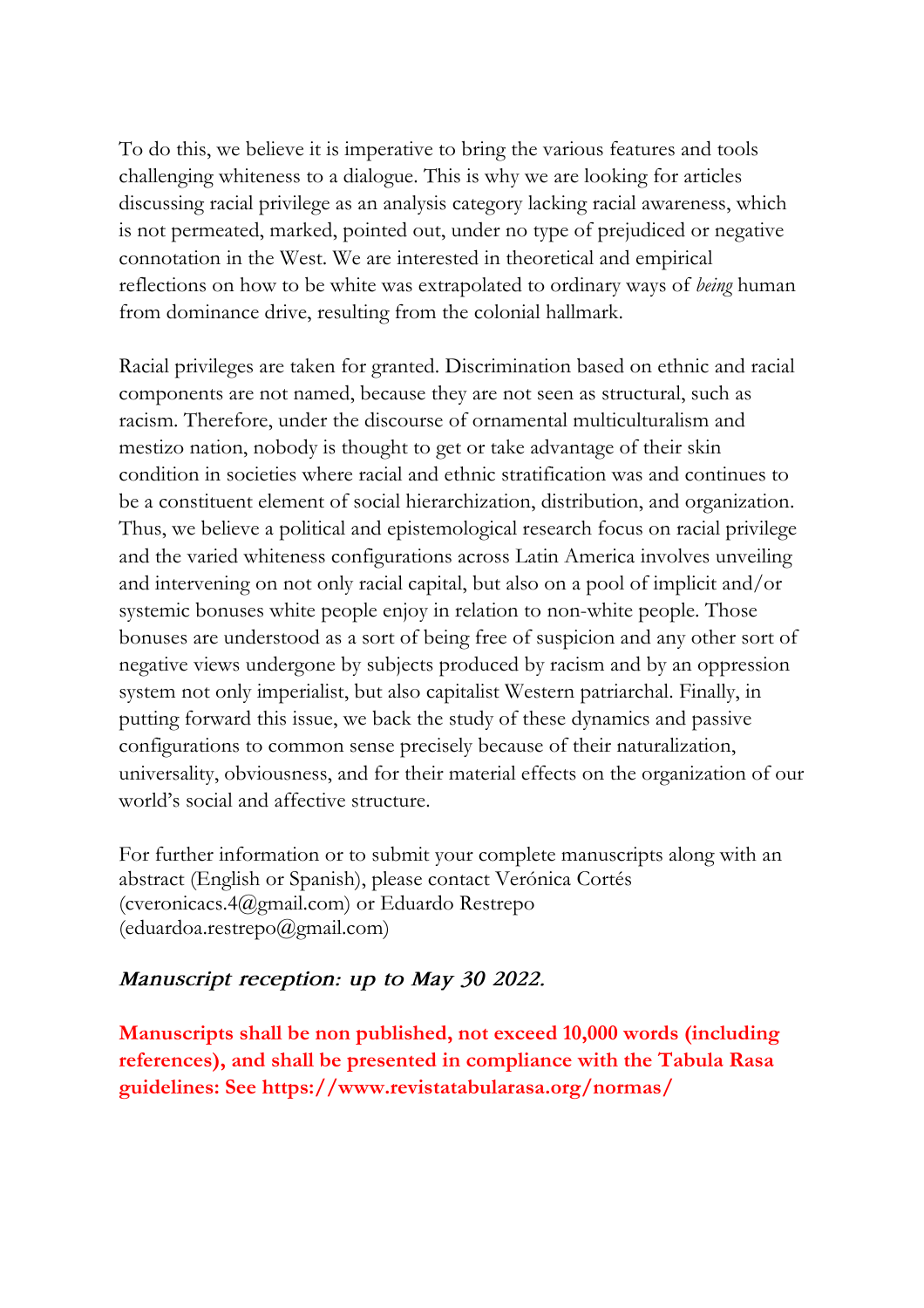To do this, we believe it is imperative to bring the various features and tools challenging whiteness to a dialogue. This is why we are looking for articles discussing racial privilege as an analysis category lacking racial awareness, which is not permeated, marked, pointed out, under no type of prejudiced or negative connotation in the West. We are interested in theoretical and empirical reflections on how to be white was extrapolated to ordinary ways of *being* human from dominance drive, resulting from the colonial hallmark.

Racial privileges are taken for granted. Discrimination based on ethnic and racial components are not named, because they are not seen as structural, such as racism. Therefore, under the discourse of ornamental multiculturalism and mestizo nation, nobody is thought to get or take advantage of their skin condition in societies where racial and ethnic stratification was and continues to be a constituent element of social hierarchization, distribution, and organization. Thus, we believe a political and epistemological research focus on racial privilege and the varied whiteness configurations across Latin America involves unveiling and intervening on not only racial capital, but also on a pool of implicit and/or systemic bonuses white people enjoy in relation to non-white people. Those bonuses are understood as a sort of being free of suspicion and any other sort of negative views undergone by subjects produced by racism and by an oppression system not only imperialist, but also capitalist Western patriarchal. Finally, in putting forward this issue, we back the study of these dynamics and passive configurations to common sense precisely because of their naturalization, universality, obviousness, and for their material effects on the organization of our world's social and affective structure.

For further information or to submit your complete manuscripts along with an abstract (English or Spanish), please contact Verónica Cortés (cveronicacs.4@gmail.com) or Eduardo Restrepo (eduardoa.restrepo@gmail.com)

***Manuscript reception: up to May 30 2022.***

**Manuscripts shall be non published, not exceed 10,000 words (including references), and shall be presented in compliance with the Tabula Rasa guidelines: See https://www.revistatabularasa.org/normas/**